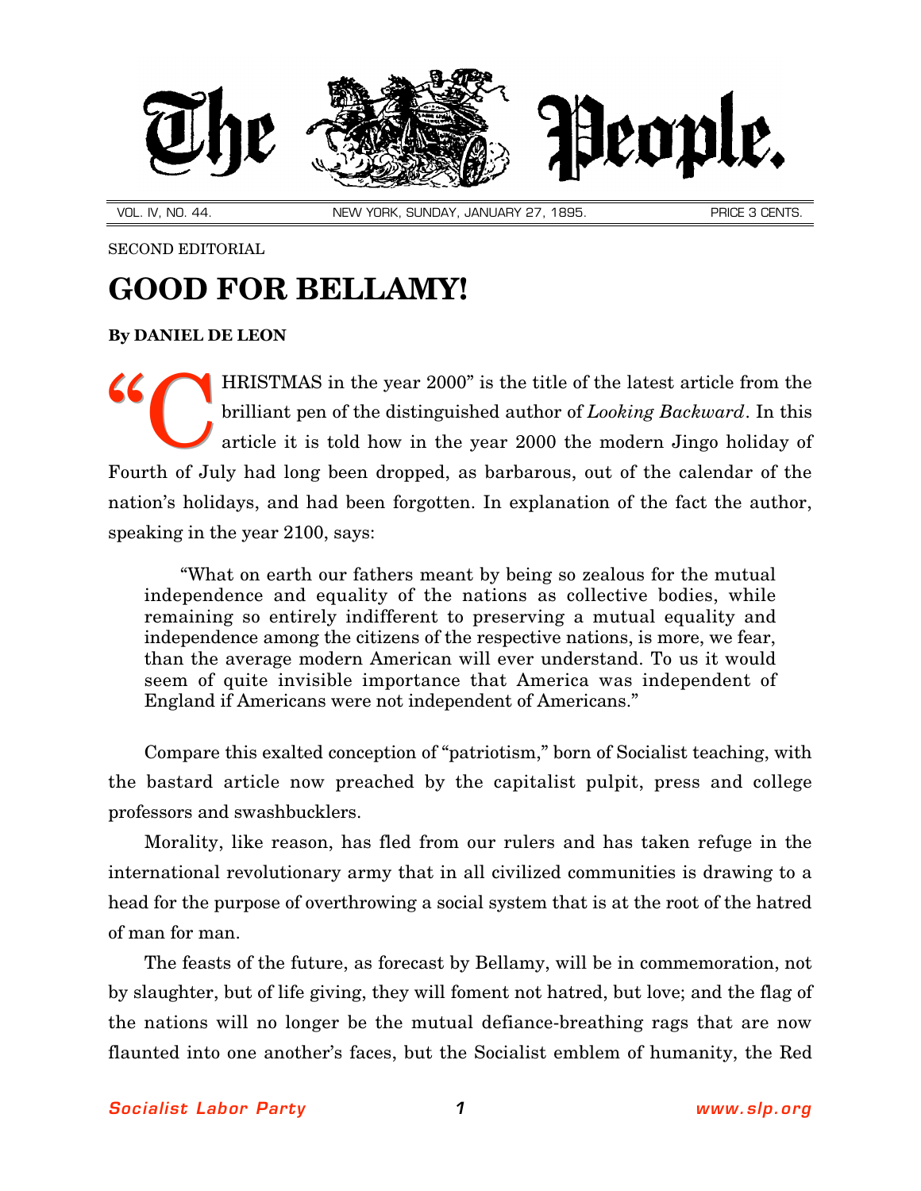# The People.

VOL. IV, NO. 44. NEW YORK, SUNDAY, JANUARY 27, 1895. PRICE 3 CENTS.

SECOND EDITORIAL

## GOOD FOR BELLAMY!

**By DANIEL DE LEON**

"CHRISTMAS in the year 2000" is the title of the latest article from the brilliant pen of the distinguished author of *Looking Backward*. In this article it is told how in the year 2000 the modern Jingo holiday of Fourth of July had long been dropped, as barbarous, out of the calendar of the nation's holidays, and had been forgotten. In explanation of the fact the author, speaking in the year 2100, says:

> "What on earth our fathers meant by being so zealous for the mutual independence and equality of the nations as collective bodies, while remaining so entirely indifferent to preserving a mutual equality and independence among the citizens of the respective nations, is more, we fear, than the average modern American will ever understand. To us it would seem of quite invisible importance that America was independent of England if Americans were not independent of Americans."

Compare this exalted conception of "patriotism," born of Socialist teaching, with the bastard article now preached by the capitalist pulpit, press and college professors and swashbucklers.

Morality, like reason, has fled from our rulers and has taken refuge in the international revolutionary army that in all civilized communities is drawing to a head for the purpose of overthrowing a social system that is at the root of the hatred of man for man.

The feasts of the future, as forecast by Bellamy, will be in commemoration, not by slaughter, but of life giving, they will foment not hatred, but love; and the flag of the nations will no longer be the mutual defiance-breathing rags that are now flaunted into one another's faces, but the Socialist emblem of humanity, the Red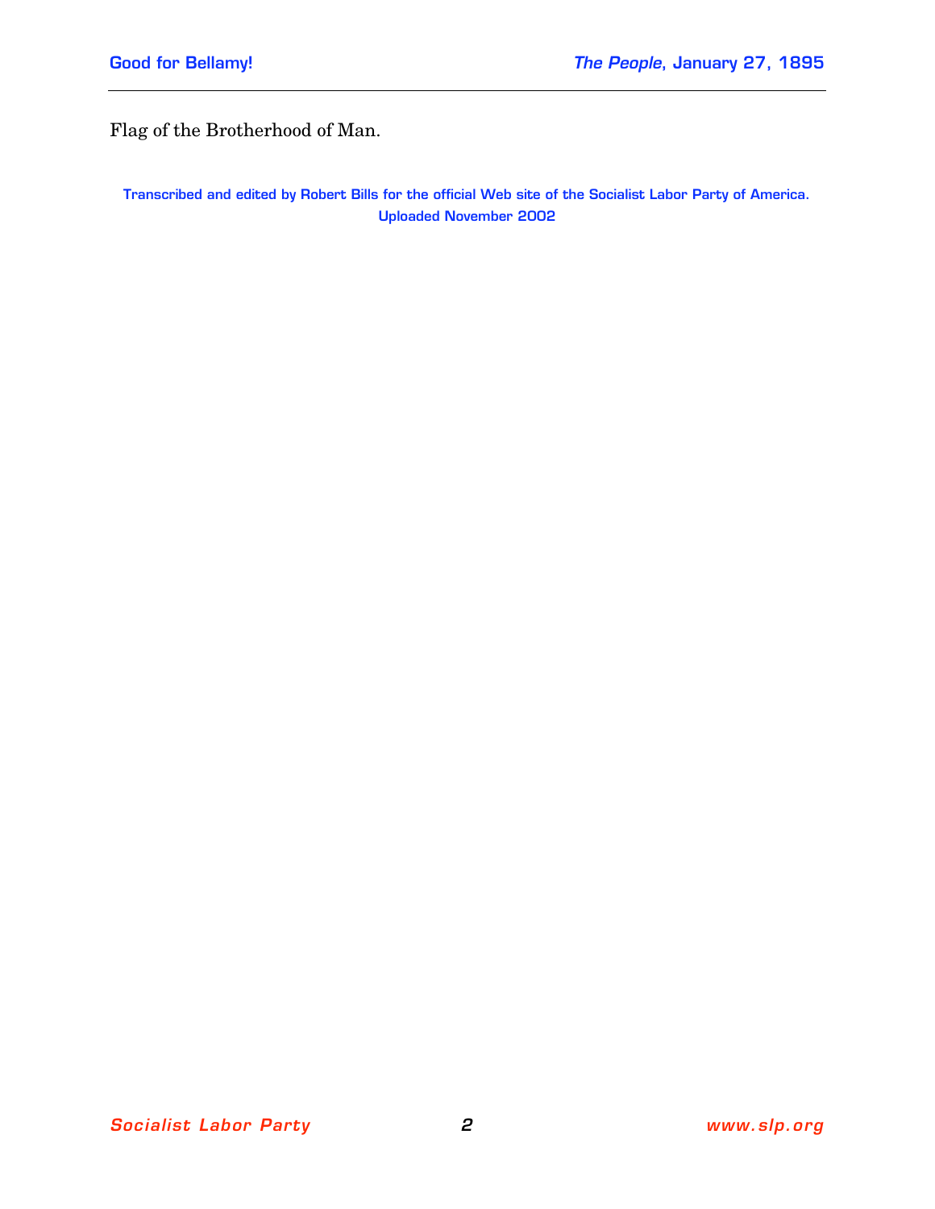Flag of the Brotherhood of Man.

Transcribed and edited by Robert Bills for the official Web site of the Socialist Labor Party of America.
Uploaded November 2002